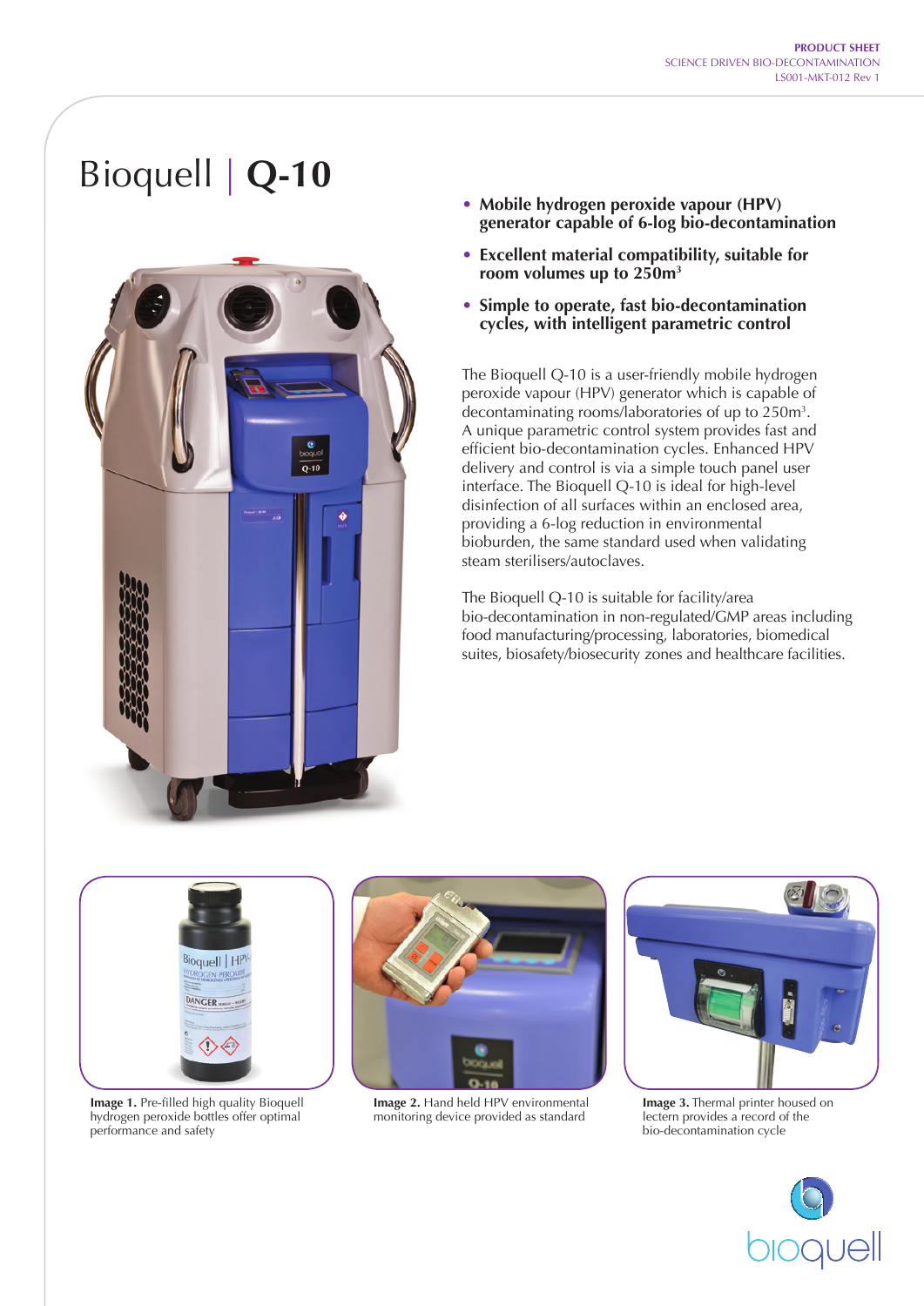# Bioquell | **Q-10**

- **Mobile hydrogen peroxide vapour (HPV) generator capable of 6-log bio-decontamination**
- **Excellent material compatibility, suitable for room volumes up to 250m³**
- **Simple to operate, fast bio-decontamination cycles, with intelligent parametric control**

The Bioquell Q-10 is a user-friendly mobile hydrogen peroxide vapour (HPV) generator which is capable of decontaminating rooms/laboratories of up to 250m³. A unique parametric control system provides fast and efficient bio-decontamination cycles. Enhanced HPV delivery and control is via a simple touch panel user interface. The Bioquell Q-10 is ideal for high-level disinfection of all surfaces within an enclosed area, providing a 6-log reduction in environmental bioburden, the same standard used when validating steam sterilisers/autoclaves.

The Bioquell Q-10 is suitable for facility/area bio-decontamination in non-regulated/GMP areas including food manufacturing/processing, laboratories, biomedical suites, biosafety/biosecurity zones and healthcare facilities.

**Image 1.** Pre-filled high quality Bioquell hydrogen peroxide bottles offer optimal performance and safety

**Image 2.** Hand held HPV environmental monitoring device provided as standard

**Image 3.** Thermal printer housed on lectern provides a record of the bio-decontamination cycle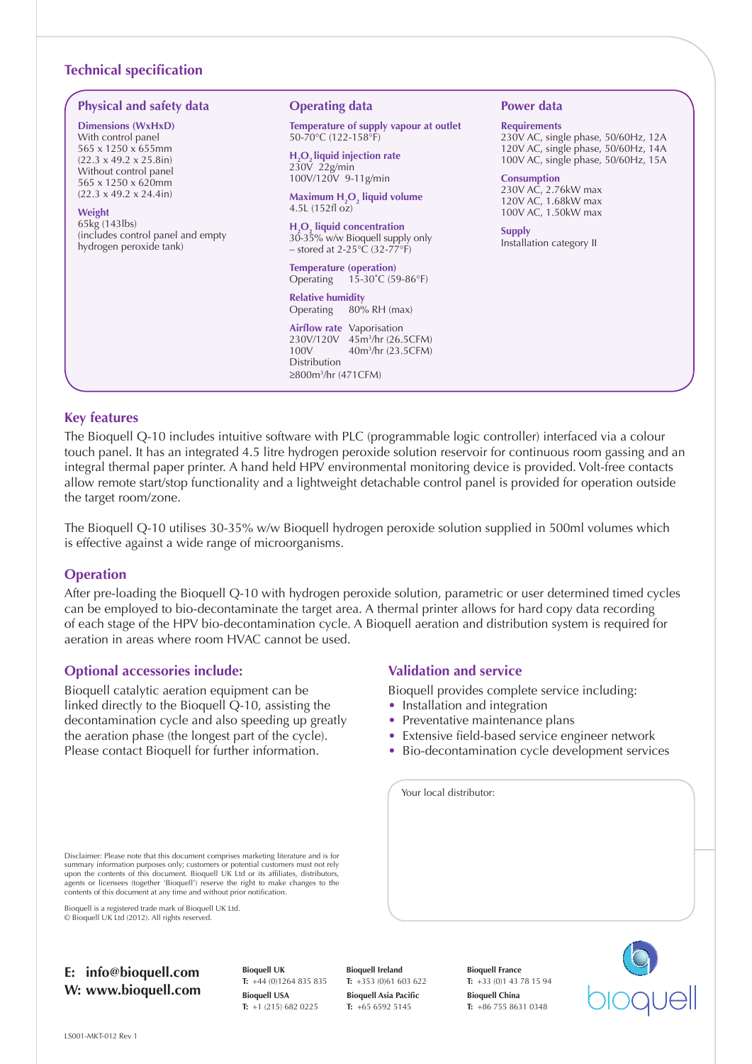## Technical specification

### Physical and safety data

**Dimensions (WxHxD)**
With control panel
565 x 1250 x 655mm
(22.3 x 49.2 x 25.8in)
Without control panel
565 x 1250 x 620mm
(22.3 x 49.2 x 24.4in)

**Weight**
65kg (143lbs)
(includes control panel and empty hydrogen peroxide tank)

### Operating data

**Temperature of supply vapour at outlet**
50-70°C (122-158°F)

**$H_2O_2$ liquid injection rate**
230V 22g/min
100V/120V 9-11g/min

**Maximum $H_2O_2$ liquid volume**
4.5L (152fl oz)

**$H_2O_2$ liquid concentration**
30-35% w/w Bioquell supply only
– stored at 2-25°C (32-77°F)

**Temperature (operation)**
Operating 15-30°C (59-86°F)

**Relative humidity**
Operating 80% RH (max)

**Airflow rate** Vaporisation
230V/120V 45m³/hr (26.5CFM)
100V 40m³/hr (23.5CFM)
Distribution
≥800m³/hr (471CFM)

### Power data

**Requirements**
230V AC, single phase, 50/60Hz, 12A
120V AC, single phase, 50/60Hz, 14A
100V AC, single phase, 50/60Hz, 15A

**Consumption**
230V AC, 2.76kW max
120V AC, 1.68kW max
100V AC, 1.50kW max

**Supply**
Installation category II

## Key features

The Bioquell Q-10 includes intuitive software with PLC (programmable logic controller) interfaced via a colour touch panel. It has an integrated 4.5 litre hydrogen peroxide solution reservoir for continuous room gassing and an integral thermal paper printer. A hand held HPV environmental monitoring device is provided. Volt-free contacts allow remote start/stop functionality and a lightweight detachable control panel is provided for operation outside the target room/zone.

The Bioquell Q-10 utilises 30-35% w/w Bioquell hydrogen peroxide solution supplied in 500ml volumes which is effective against a wide range of microorganisms.

## Operation

After pre-loading the Bioquell Q-10 with hydrogen peroxide solution, parametric or user determined timed cycles can be employed to bio-decontaminate the target area. A thermal printer allows for hard copy data recording of each stage of the HPV bio-decontamination cycle. A Bioquell aeration and distribution system is required for aeration in areas where room HVAC cannot be used.

## Optional accessories include:

Bioquell catalytic aeration equipment can be linked directly to the Bioquell Q-10, assisting the decontamination cycle and also speeding up greatly the aeration phase (the longest part of the cycle). Please contact Bioquell for further information.

## Validation and service

Bioquell provides complete service including:

- Installation and integration
- Preventative maintenance plans
- Extensive field-based service engineer network
- Bio-decontamination cycle development services

Your local distributor:

Disclaimer: Please note that this document comprises marketing literature and is for summary information purposes only; customers or potential customers must not rely upon the contents of this document. Bioquell UK Ltd or its affiliates, distributors, agents or licensees (together 'Bioquell') reserve the right to make changes to the contents of this document at any time and without prior notification.

Bioquell is a registered trade mark of Bioquell UK Ltd.
© Bioquell UK Ltd (2012). All rights reserved.

**E: info@bioquell.com**
**W: www.bioquell.com**

**Bioquell UK**
**T:** +44 (0)1264 835 835

**Bioquell USA**
**T:** +1 (215) 682 0225

**Bioquell Ireland**
**T:** +353 (0)61 603 622

**Bioquell Asia Pacific**
**T:** +65 6592 5145

**Bioquell France**
**T:** +33 (0)1 43 78 15 94

**Bioquell China**
**T:** +86 755 8631 0348

bioquell

LS001-MKT-012 Rev 1